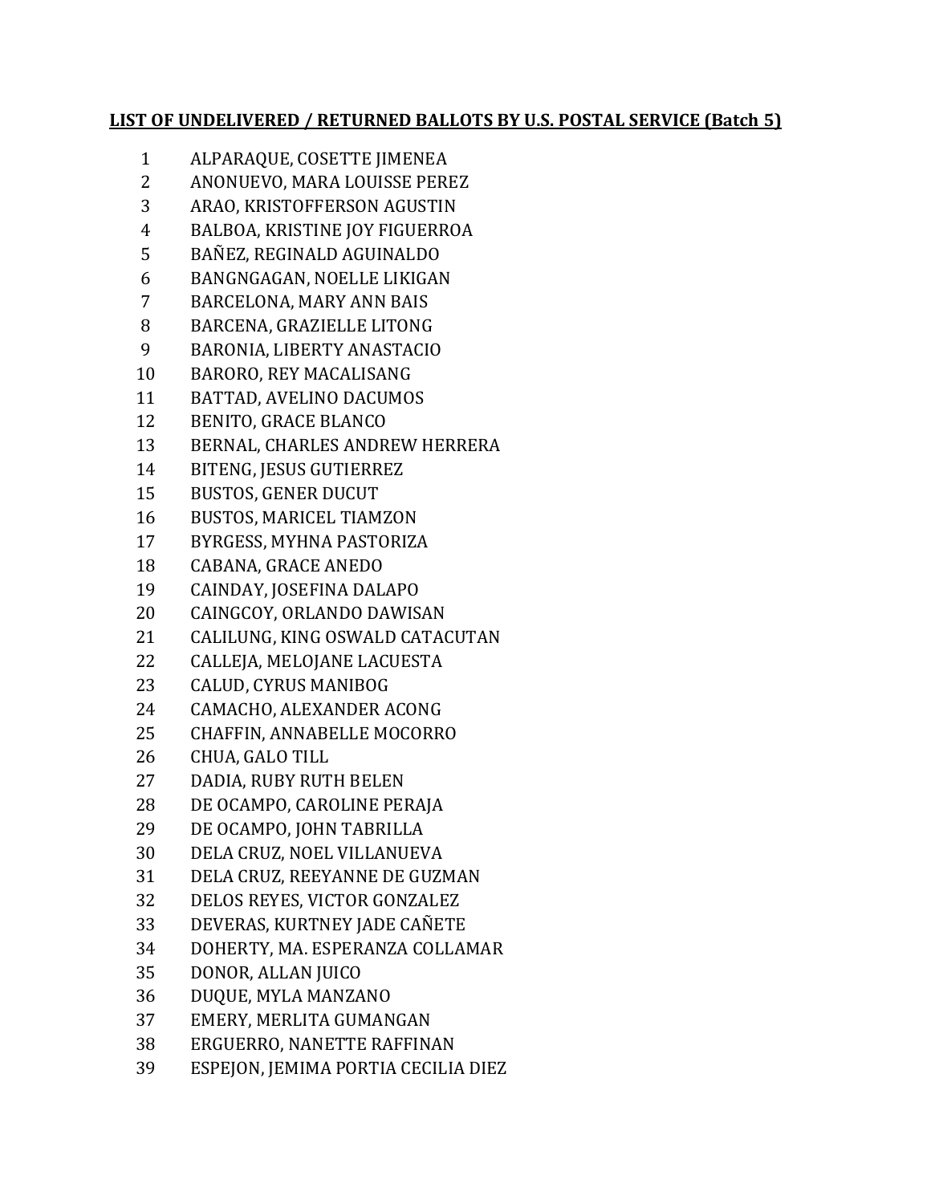**LIST OF UNDELIVERED / RETURNED BALLOTS BY U.S. POSTAL SERVICE (Batch 5)**

1. ALPARAQUE, COSETTE JIMENEA
2. ANONUEVO, MARA LOUISSE PEREZ
3. ARAO, KRISTOFFERSON AGUSTIN
4. BALBOA, KRISTINE JOY FIGUERROA
5. BAÑEZ, REGINALD AGUINALDO
6. BANGNGAGAN, NOELLE LIKIGAN
7. BARCELONA, MARY ANN BAIS
8. BARCENA, GRAZIELLE LITONG
9. BARONIA, LIBERTY ANASTACIO
10. BARORO, REY MACALISANG
11. BATTAD, AVELINO DACUMOS
12. BENITO, GRACE BLANCO
13. BERNAL, CHARLES ANDREW HERRERA
14. BITENG, JESUS GUTIERREZ
15. BUSTOS, GENER DUCUT
16. BUSTOS, MARICEL TIAMZON
17. BYRGESS, MYHNA PASTORIZA
18. CABANA, GRACE ANEDO
19. CAINDAY, JOSEFINA DALAPO
20. CAINGCOY, ORLANDO DAWISAN
21. CALILUNG, KING OSWALD CATACUTAN
22. CALLEJA, MELOJANE LACUESTA
23. CALUD, CYRUS MANIBOG
24. CAMACHO, ALEXANDER ACONG
25. CHAFFIN, ANNABELLE MOCORRO
26. CHUA, GALO TILL
27. DADIA, RUBY RUTH BELEN
28. DE OCAMPO, CAROLINE PERAJA
29. DE OCAMPO, JOHN TABRILLA
30. DELA CRUZ, NOEL VILLANUEVA
31. DELA CRUZ, REEYANNE DE GUZMAN
32. DELOS REYES, VICTOR GONZALEZ
33. DEVERAS, KURTNEY JADE CAÑETE
34. DOHERTY, MA. ESPERANZA COLLAMAR
35. DONOR, ALLAN JUICO
36. DUQUE, MYLA MANZANO
37. EMERY, MERLITA GUMANGAN
38. ERGUERRO, NANETTE RAFFINAN
39. ESPEJON, JEMIMA PORTIA CECILIA DIEZ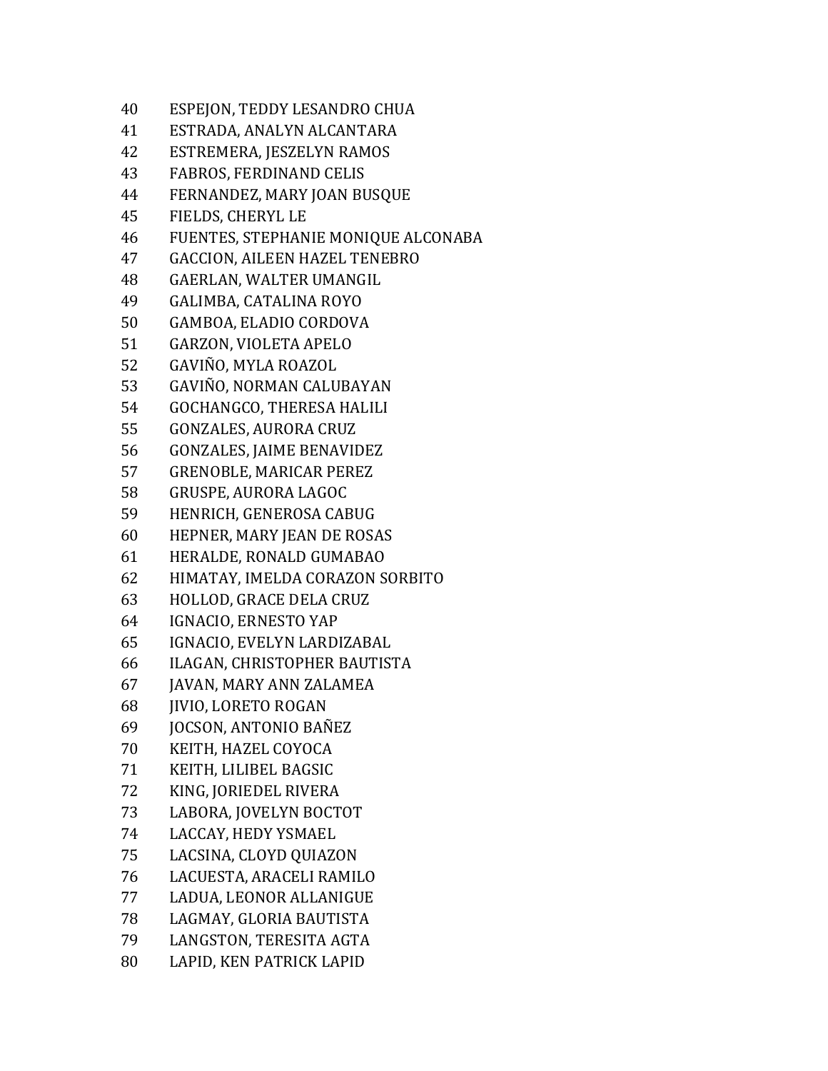40 ESPEJON, TEDDY LESANDRO CHUA
41 ESTRADA, ANALYN ALCANTARA
42 ESTREMERA, JESZELYN RAMOS
43 FABROS, FERDINAND CELIS
44 FERNANDEZ, MARY JOAN BUSQUE
45 FIELDS, CHERYL LE
46 FUENTES, STEPHANIE MONIQUE ALCONABA
47 GACCION, AILEEN HAZEL TENEBRO
48 GAERLAN, WALTER UMANGIL
49 GALIMBA, CATALINA ROYO
50 GAMBOA, ELADIO CORDOVA
51 GARZON, VIOLETA APELO
52 GAVIÑO, MYLA ROAZOL
53 GAVIÑO, NORMAN CALUBAYAN
54 GOCHANGCO, THERESA HALILI
55 GONZALES, AURORA CRUZ
56 GONZALES, JAIME BENAVIDEZ
57 GRENOBLE, MARICAR PEREZ
58 GRUSPE, AURORA LAGOC
59 HENRICH, GENEROSA CABUG
60 HEPNER, MARY JEAN DE ROSAS
61 HERALDE, RONALD GUMABAO
62 HIMATAY, IMELDA CORAZON SORBITO
63 HOLLOD, GRACE DELA CRUZ
64 IGNACIO, ERNESTO YAP
65 IGNACIO, EVELYN LARDIZABAL
66 ILAGAN, CHRISTOPHER BAUTISTA
67 JAVAN, MARY ANN ZALAMEA
68 JIVIO, LORETO ROGAN
69 JOCSON, ANTONIO BAÑEZ
70 KEITH, HAZEL COYOCA
71 KEITH, LILIBEL BAGSIC
72 KING, JORIEDEL RIVERA
73 LABORA, JOVELYN BOCTOT
74 LACCAY, HEDY YSMAEL
75 LACSINA, CLOYD QUIAZON
76 LACUESTA, ARACELI RAMILO
77 LADUA, LEONOR ALLANIGUE
78 LAGMAY, GLORIA BAUTISTA
79 LANGSTON, TERESITA AGTA
80 LAPID, KEN PATRICK LAPID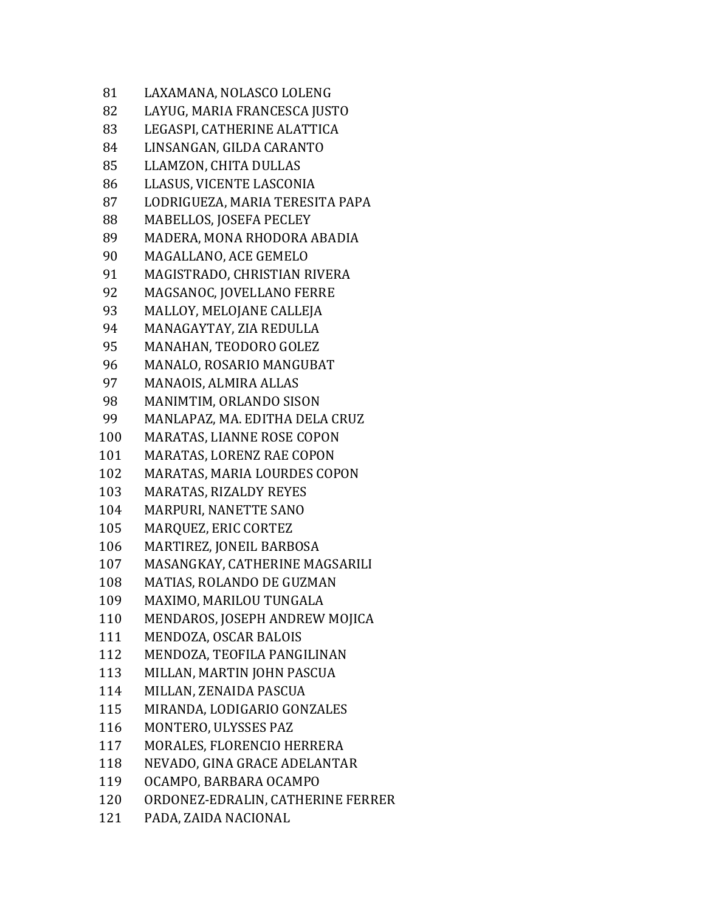81 LAXAMANA, NOLASCO LOLENG
82 LAYUG, MARIA FRANCESCA JUSTO
83 LEGASPI, CATHERINE ALATTICA
84 LINSANGAN, GILDA CARANTO
85 LLAMZON, CHITA DULLAS
86 LLASUS, VICENTE LASCONIA
87 LODRIGUEZA, MARIA TERESITA PAPA
88 MABELLOS, JOSEFA PECLEY
89 MADERA, MONA RHODORA ABADIA
90 MAGALLANO, ACE GEMELO
91 MAGISTRADO, CHRISTIAN RIVERA
92 MAGSANOC, JOVELLANO FERRE
93 MALLOY, MELOJANE CALLEJA
94 MANAGAYTAY, ZIA REDULLA
95 MANAHAN, TEODORO GOLEZ
96 MANALO, ROSARIO MANGUBAT
97 MANAOIS, ALMIRA ALLAS
98 MANIMTIM, ORLANDO SISON
99 MANLAPAZ, MA. EDITHA DELA CRUZ
100 MARATAS, LIANNE ROSE COPON
101 MARATAS, LORENZ RAE COPON
102 MARATAS, MARIA LOURDES COPON
103 MARATAS, RIZALDY REYES
104 MARPURI, NANETTE SANO
105 MARQUEZ, ERIC CORTEZ
106 MARTIREZ, JONEIL BARBOSA
107 MASANGKAY, CATHERINE MAGSARILI
108 MATIAS, ROLANDO DE GUZMAN
109 MAXIMO, MARILOU TUNGALA
110 MENDAROS, JOSEPH ANDREW MOJICA
111 MENDOZA, OSCAR BALOIS
112 MENDOZA, TEOFILA PANGILINAN
113 MILLAN, MARTIN JOHN PASCUA
114 MILLAN, ZENAIDA PASCUA
115 MIRANDA, LODIGARIO GONZALES
116 MONTERO, ULYSSES PAZ
117 MORALES, FLORENCIO HERRERA
118 NEVADO, GINA GRACE ADELANTAR
119 OCAMPO, BARBARA OCAMPO
120 ORDONEZ-EDRALIN, CATHERINE FERRER
121 PADA, ZAIDA NACIONAL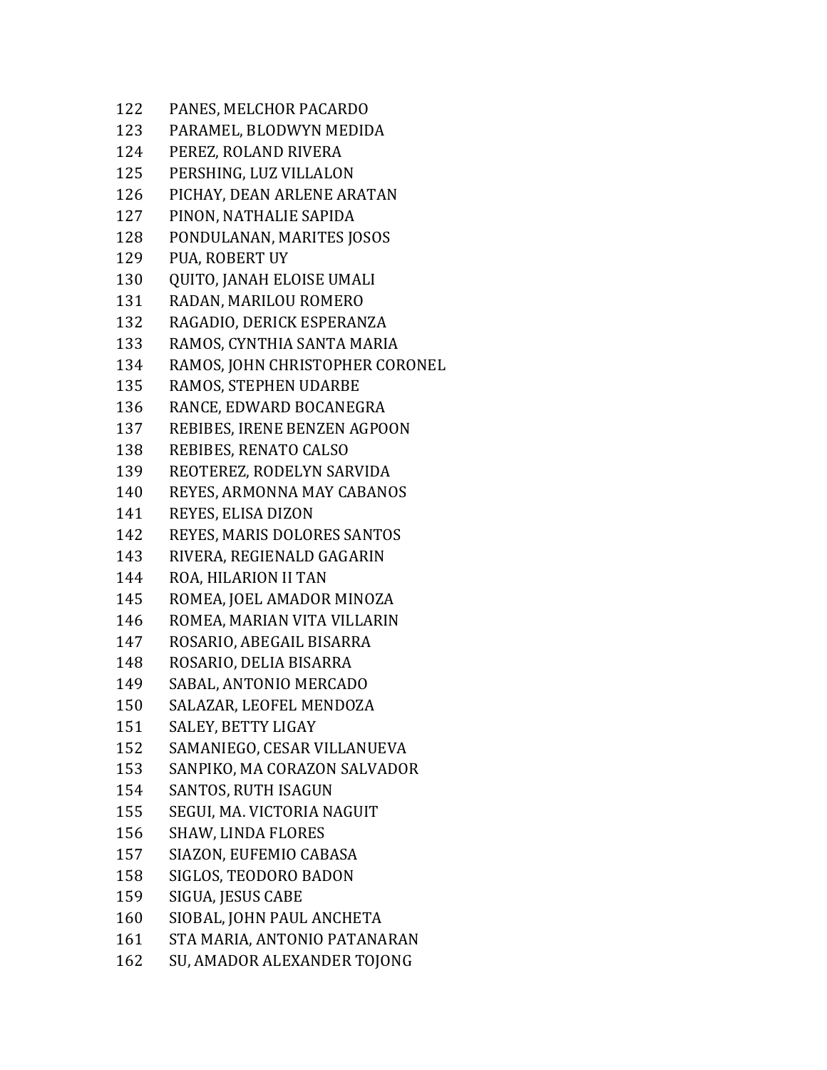122 PANES, MELCHOR PACARDO
123 PARAMEL, BLODWYN MEDIDA
124 PEREZ, ROLAND RIVERA
125 PERSHING, LUZ VILLALON
126 PICHAY, DEAN ARLENE ARATAN
127 PINON, NATHALIE SAPIDA
128 PONDULANAN, MARITES JOSOS
129 PUA, ROBERT UY
130 QUITO, JANAH ELOISE UMALI
131 RADAN, MARILOU ROMERO
132 RAGADIO, DERICK ESPERANZA
133 RAMOS, CYNTHIA SANTA MARIA
134 RAMOS, JOHN CHRISTOPHER CORONEL
135 RAMOS, STEPHEN UDARBE
136 RANCE, EDWARD BOCANEGRA
137 REBIBES, IRENE BENZEN AGPOON
138 REBIBES, RENATO CALSO
139 REOTEREZ, RODELYN SARVIDA
140 REYES, ARMONNA MAY CABANOS
141 REYES, ELISA DIZON
142 REYES, MARIS DOLORES SANTOS
143 RIVERA, REGIENALD GAGARIN
144 ROA, HILARION II TAN
145 ROMEA, JOEL AMADOR MINOZA
146 ROMEA, MARIAN VITA VILLARIN
147 ROSARIO, ABEGAIL BISARRA
148 ROSARIO, DELIA BISARRA
149 SABAL, ANTONIO MERCADO
150 SALAZAR, LEOFEL MENDOZA
151 SALEY, BETTY LIGAY
152 SAMANIEGO, CESAR VILLANUEVA
153 SANPIKO, MA CORAZON SALVADOR
154 SANTOS, RUTH ISAGUN
155 SEGUI, MA. VICTORIA NAGUIT
156 SHAW, LINDA FLORES
157 SIAZON, EUFEMIO CABASA
158 SIGLOS, TEODORO BADON
159 SIGUA, JESUS CABE
160 SIOBAL, JOHN PAUL ANCHETA
161 STA MARIA, ANTONIO PATANARAN
162 SU, AMADOR ALEXANDER TOJONG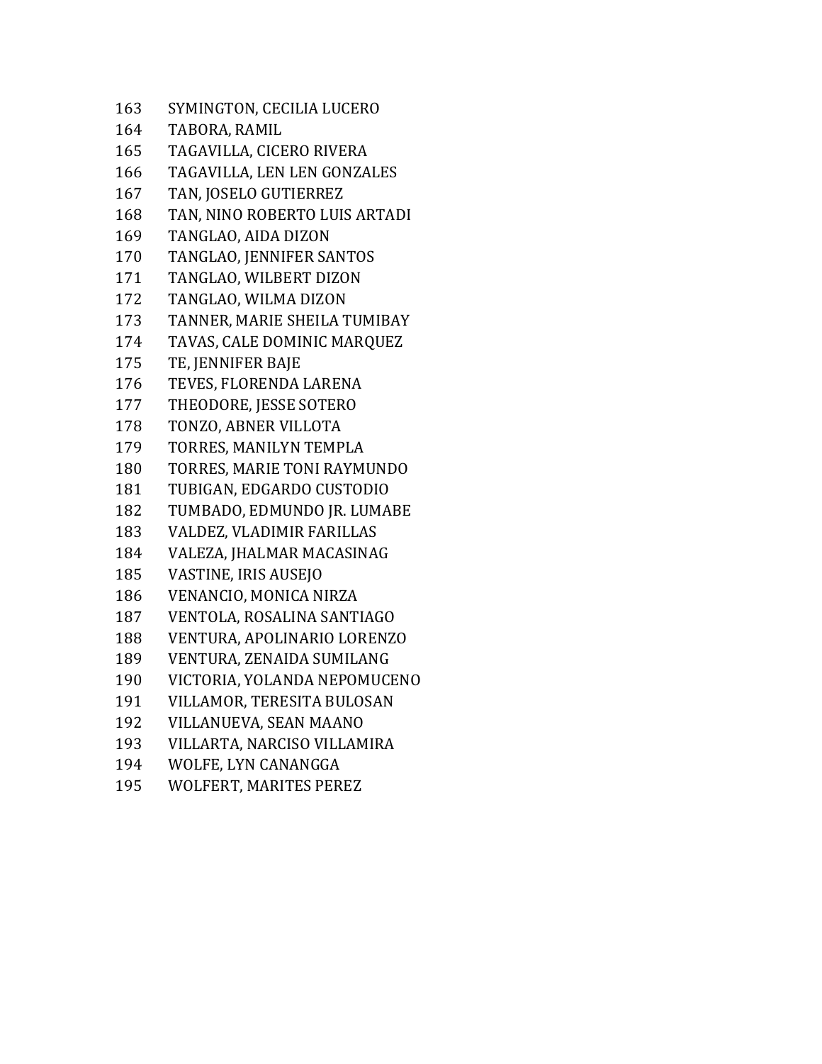| | |
|---|---|
| 163 | SYMINGTON, CECILIA LUCERO |
| 164 | TABORA, RAMIL |
| 165 | TAGAVILLA, CICERO RIVERA |
| 166 | TAGAVILLA, LEN LEN GONZALES |
| 167 | TAN, JOSELO GUTIERREZ |
| 168 | TAN, NINO ROBERTO LUIS ARTADI |
| 169 | TANGLAO, AIDA DIZON |
| 170 | TANGLAO, JENNIFER SANTOS |
| 171 | TANGLAO, WILBERT DIZON |
| 172 | TANGLAO, WILMA DIZON |
| 173 | TANNER, MARIE SHEILA TUMIBAY |
| 174 | TAVAS, CALE DOMINIC MARQUEZ |
| 175 | TE, JENNIFER BAJE |
| 176 | TEVES, FLORENDA LARENA |
| 177 | THEODORE, JESSE SOTERO |
| 178 | TONZO, ABNER VILLOTA |
| 179 | TORRES, MANILYN TEMPLA |
| 180 | TORRES, MARIE TONI RAYMUNDO |
| 181 | TUBIGAN, EDGARDO CUSTODIO |
| 182 | TUMBADO, EDMUNDO JR. LUMABE |
| 183 | VALDEZ, VLADIMIR FARILLAS |
| 184 | VALEZA, JHALMAR MACASINAG |
| 185 | VASTINE, IRIS AUSEJO |
| 186 | VENANCIO, MONICA NIRZA |
| 187 | VENTOLA, ROSALINA SANTIAGO |
| 188 | VENTURA, APOLINARIO LORENZO |
| 189 | VENTURA, ZENAIDA SUMILANG |
| 190 | VICTORIA, YOLANDA NEPOMUCENO |
| 191 | VILLAMOR, TERESITA BULOSAN |
| 192 | VILLANUEVA, SEAN MAANO |
| 193 | VILLARTA, NARCISO VILLAMIRA |
| 194 | WOLFE, LYN CANANGGA |
| 195 | WOLFERT, MARITES PEREZ |